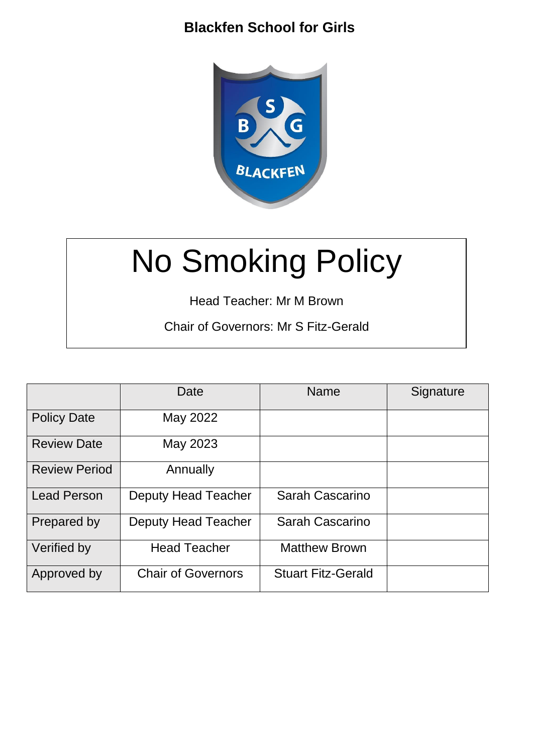**Blackfen School for Girls**

# No Smoking Policy

Head Teacher: Mr M Brown

Chair of Governors: Mr S Fitz-Gerald

| | Date | Name | Signature |
|---|---|---|---|
| Policy Date | May 2022 | | |
| Review Date | May 2023 | | |
| Review Period | Annually | | |
| Lead Person | Deputy Head Teacher | Sarah Cascarino | |
| Prepared by | Deputy Head Teacher | Sarah Cascarino | |
| Verified by | Head Teacher | Matthew Brown | |
| Approved by | Chair of Governors | Stuart Fitz-Gerald | |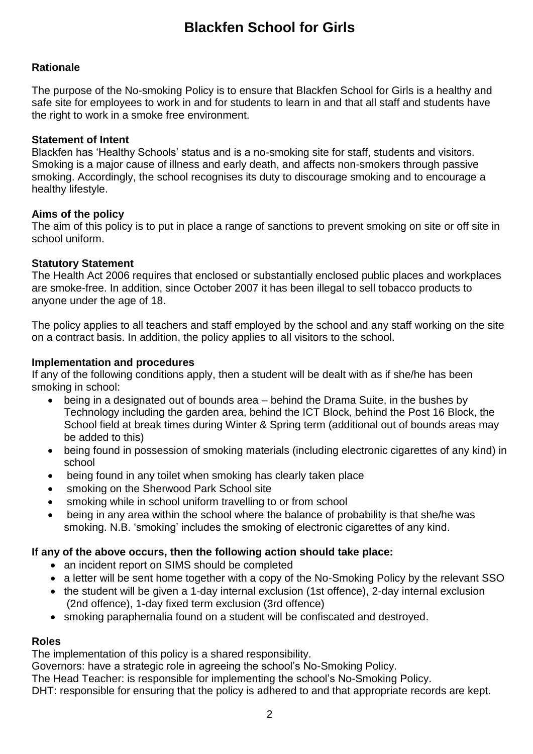# Blackfen School for Girls

## Rationale

The purpose of the No-smoking Policy is to ensure that Blackfen School for Girls is a healthy and safe site for employees to work in and for students to learn in and that all staff and students have the right to work in a smoke free environment.

## Statement of Intent

Blackfen has 'Healthy Schools' status and is a no-smoking site for staff, students and visitors. Smoking is a major cause of illness and early death, and affects non-smokers through passive smoking. Accordingly, the school recognises its duty to discourage smoking and to encourage a healthy lifestyle.

## Aims of the policy

The aim of this policy is to put in place a range of sanctions to prevent smoking on site or off site in school uniform.

## Statutory Statement

The Health Act 2006 requires that enclosed or substantially enclosed public places and workplaces are smoke-free. In addition, since October 2007 it has been illegal to sell tobacco products to anyone under the age of 18.

The policy applies to all teachers and staff employed by the school and any staff working on the site on a contract basis. In addition, the policy applies to all visitors to the school.

## Implementation and procedures

If any of the following conditions apply, then a student will be dealt with as if she/he has been smoking in school:

- being in a designated out of bounds area – behind the Drama Suite, in the bushes by Technology including the garden area, behind the ICT Block, behind the Post 16 Block, the School field at break times during Winter & Spring term (additional out of bounds areas may be added to this)
- being found in possession of smoking materials (including electronic cigarettes of any kind) in school
- being found in any toilet when smoking has clearly taken place
- smoking on the Sherwood Park School site
- smoking while in school uniform travelling to or from school
- being in any area within the school where the balance of probability is that she/he was smoking. N.B. 'smoking' includes the smoking of electronic cigarettes of any kind.

**If any of the above occurs, then the following action should take place:**

- an incident report on SIMS should be completed
- a letter will be sent home together with a copy of the No-Smoking Policy by the relevant SSO
- the student will be given a 1-day internal exclusion (1st offence), 2-day internal exclusion (2nd offence), 1-day fixed term exclusion (3rd offence)
- smoking paraphernalia found on a student will be confiscated and destroyed.

## Roles

The implementation of this policy is a shared responsibility.

Governors: have a strategic role in agreeing the school's No-Smoking Policy.

The Head Teacher: is responsible for implementing the school's No-Smoking Policy.

DHT: responsible for ensuring that the policy is adhered to and that appropriate records are kept.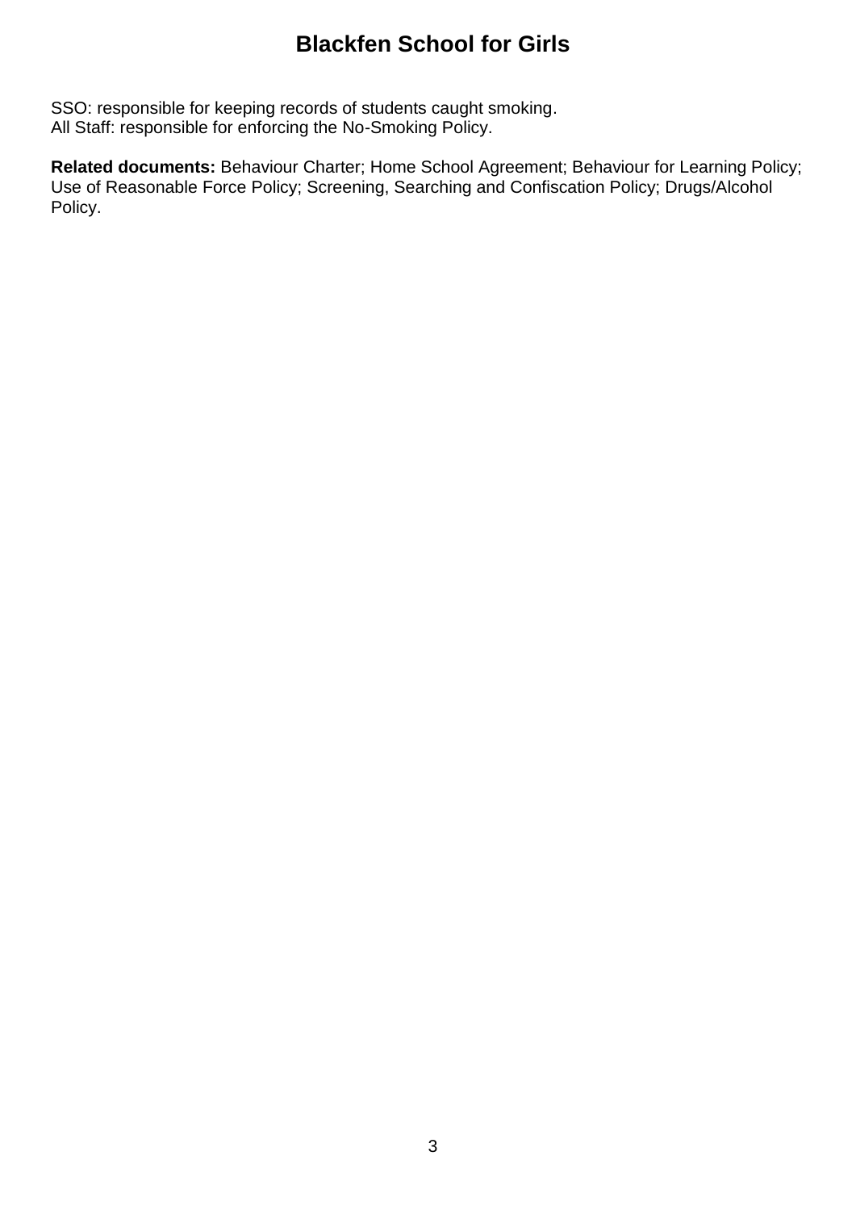SSO: responsible for keeping records of students caught smoking.
All Staff: responsible for enforcing the No-Smoking Policy.

**Related documents:** Behaviour Charter; Home School Agreement; Behaviour for Learning Policy; Use of Reasonable Force Policy; Screening, Searching and Confiscation Policy; Drugs/Alcohol Policy.